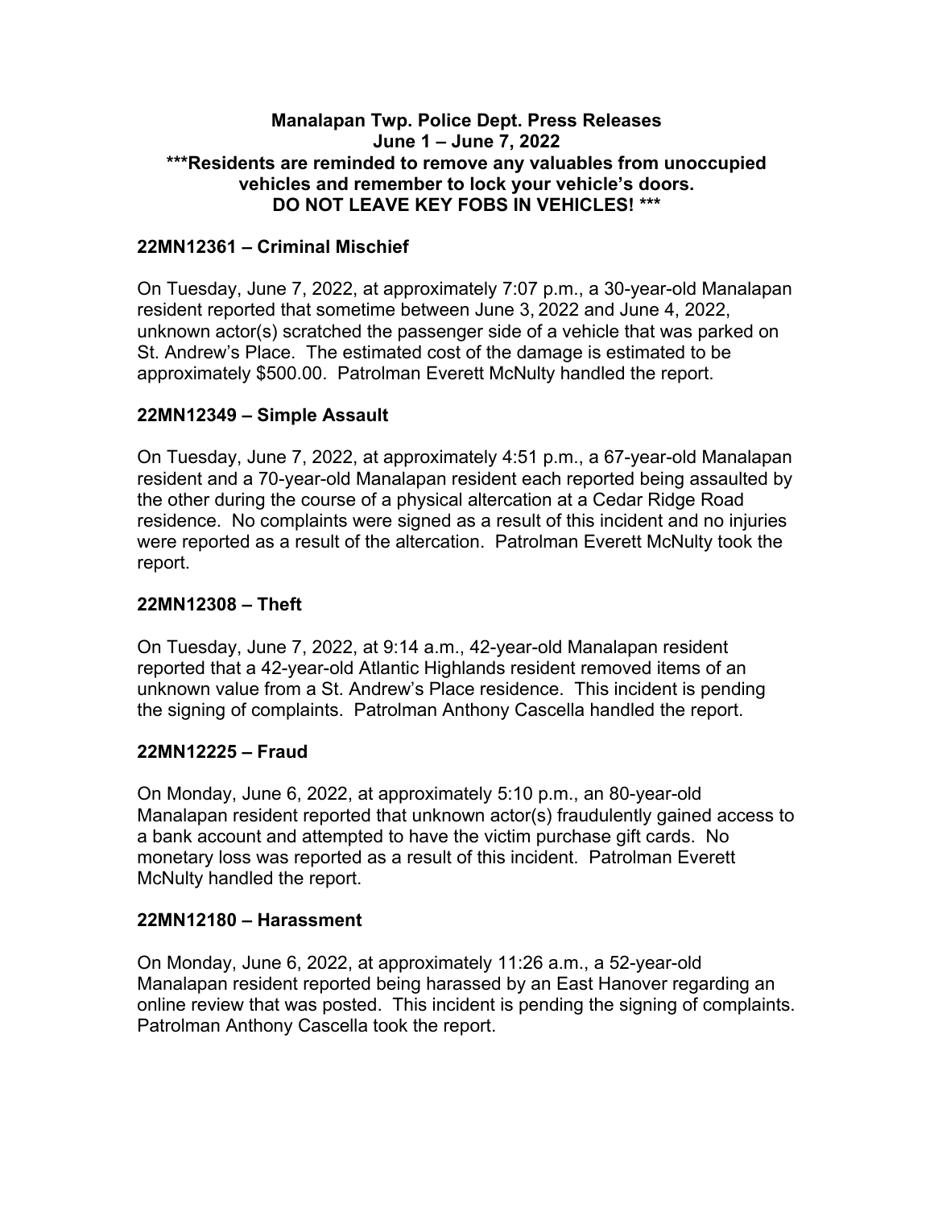**Manalapan Twp. Police Dept. Press Releases**
**June 1 – June 7, 2022**
**\*\*\*Residents are reminded to remove any valuables from unoccupied vehicles and remember to lock your vehicle's doors.**
**DO NOT LEAVE KEY FOBS IN VEHICLES! \*\*\***

### 22MN12361 – Criminal Mischief

On Tuesday, June 7, 2022, at approximately 7:07 p.m., a 30-year-old Manalapan resident reported that sometime between June 3, 2022 and June 4, 2022, unknown actor(s) scratched the passenger side of a vehicle that was parked on St. Andrew's Place. The estimated cost of the damage is estimated to be approximately $500.00. Patrolman Everett McNulty handled the report.

### 22MN12349 – Simple Assault

On Tuesday, June 7, 2022, at approximately 4:51 p.m., a 67-year-old Manalapan resident and a 70-year-old Manalapan resident each reported being assaulted by the other during the course of a physical altercation at a Cedar Ridge Road residence. No complaints were signed as a result of this incident and no injuries were reported as a result of the altercation. Patrolman Everett McNulty took the report.

### 22MN12308 – Theft

On Tuesday, June 7, 2022, at 9:14 a.m., 42-year-old Manalapan resident reported that a 42-year-old Atlantic Highlands resident removed items of an unknown value from a St. Andrew's Place residence. This incident is pending the signing of complaints. Patrolman Anthony Cascella handled the report.

### 22MN12225 – Fraud

On Monday, June 6, 2022, at approximately 5:10 p.m., an 80-year-old Manalapan resident reported that unknown actor(s) fraudulently gained access to a bank account and attempted to have the victim purchase gift cards. No monetary loss was reported as a result of this incident. Patrolman Everett McNulty handled the report.

### 22MN12180 – Harassment

On Monday, June 6, 2022, at approximately 11:26 a.m., a 52-year-old Manalapan resident reported being harassed by an East Hanover regarding an online review that was posted. This incident is pending the signing of complaints. Patrolman Anthony Cascella took the report.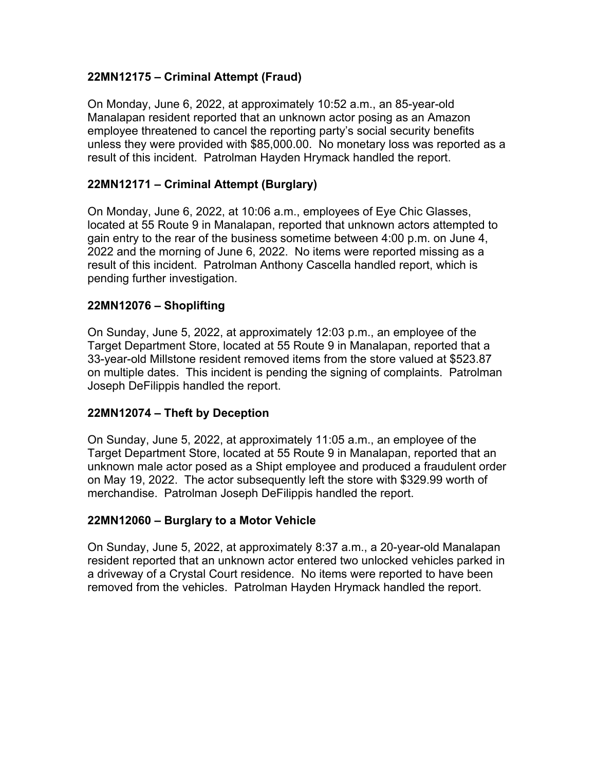### 22MN12175 – Criminal Attempt (Fraud)

On Monday, June 6, 2022, at approximately 10:52 a.m., an 85-year-old Manalapan resident reported that an unknown actor posing as an Amazon employee threatened to cancel the reporting party's social security benefits unless they were provided with $85,000.00. No monetary loss was reported as a result of this incident. Patrolman Hayden Hrymack handled the report.

### 22MN12171 – Criminal Attempt (Burglary)

On Monday, June 6, 2022, at 10:06 a.m., employees of Eye Chic Glasses, located at 55 Route 9 in Manalapan, reported that unknown actors attempted to gain entry to the rear of the business sometime between 4:00 p.m. on June 4, 2022 and the morning of June 6, 2022. No items were reported missing as a result of this incident. Patrolman Anthony Cascella handled report, which is pending further investigation.

### 22MN12076 – Shoplifting

On Sunday, June 5, 2022, at approximately 12:03 p.m., an employee of the Target Department Store, located at 55 Route 9 in Manalapan, reported that a 33-year-old Millstone resident removed items from the store valued at $523.87 on multiple dates. This incident is pending the signing of complaints. Patrolman Joseph DeFilippis handled the report.

### 22MN12074 – Theft by Deception

On Sunday, June 5, 2022, at approximately 11:05 a.m., an employee of the Target Department Store, located at 55 Route 9 in Manalapan, reported that an unknown male actor posed as a Shipt employee and produced a fraudulent order on May 19, 2022. The actor subsequently left the store with $329.99 worth of merchandise. Patrolman Joseph DeFilippis handled the report.

### 22MN12060 – Burglary to a Motor Vehicle

On Sunday, June 5, 2022, at approximately 8:37 a.m., a 20-year-old Manalapan resident reported that an unknown actor entered two unlocked vehicles parked in a driveway of a Crystal Court residence. No items were reported to have been removed from the vehicles. Patrolman Hayden Hrymack handled the report.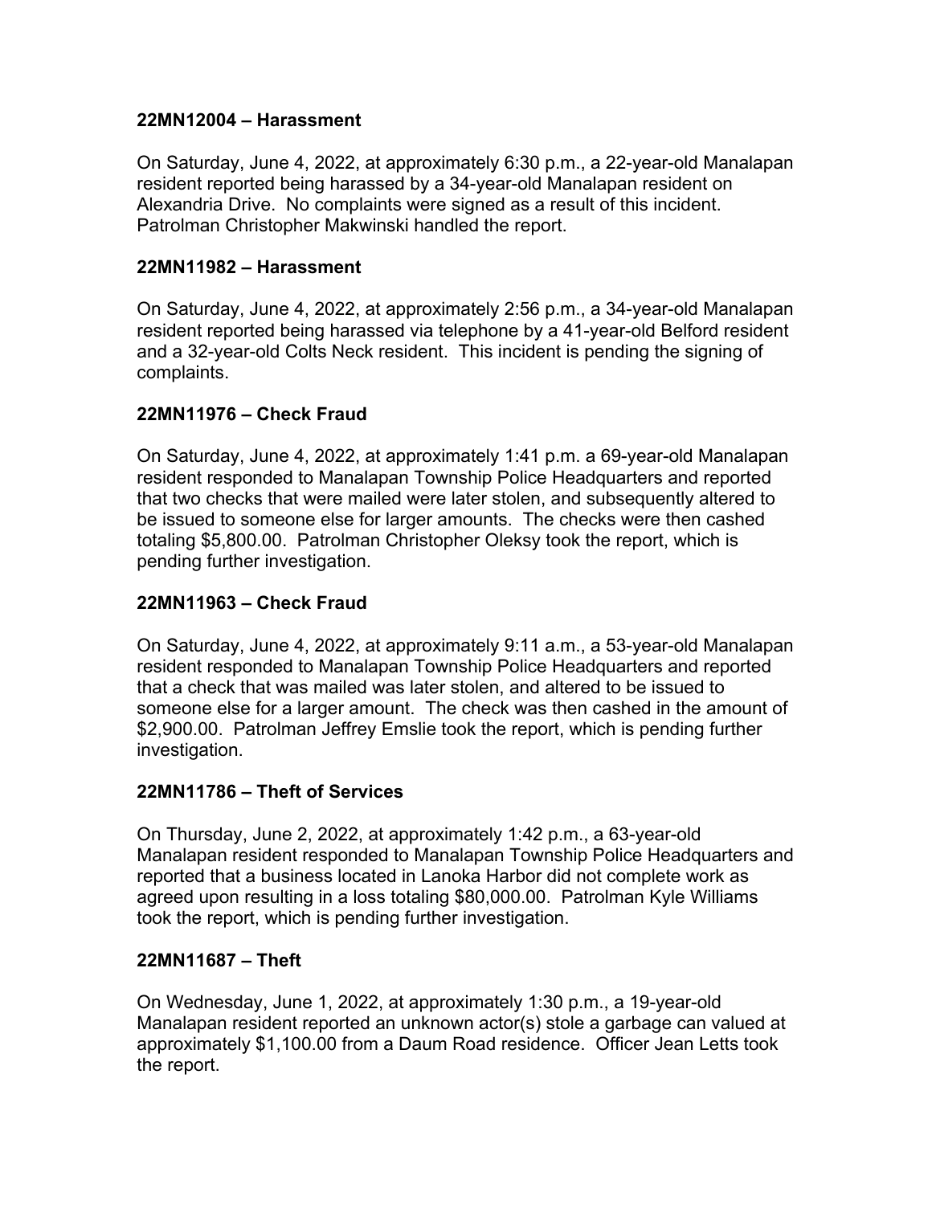### 22MN12004 – Harassment

On Saturday, June 4, 2022, at approximately 6:30 p.m., a 22-year-old Manalapan resident reported being harassed by a 34-year-old Manalapan resident on Alexandria Drive. No complaints were signed as a result of this incident. Patrolman Christopher Makwinski handled the report.

### 22MN11982 – Harassment

On Saturday, June 4, 2022, at approximately 2:56 p.m., a 34-year-old Manalapan resident reported being harassed via telephone by a 41-year-old Belford resident and a 32-year-old Colts Neck resident. This incident is pending the signing of complaints.

### 22MN11976 – Check Fraud

On Saturday, June 4, 2022, at approximately 1:41 p.m. a 69-year-old Manalapan resident responded to Manalapan Township Police Headquarters and reported that two checks that were mailed were later stolen, and subsequently altered to be issued to someone else for larger amounts. The checks were then cashed totaling $5,800.00. Patrolman Christopher Oleksy took the report, which is pending further investigation.

### 22MN11963 – Check Fraud

On Saturday, June 4, 2022, at approximately 9:11 a.m., a 53-year-old Manalapan resident responded to Manalapan Township Police Headquarters and reported that a check that was mailed was later stolen, and altered to be issued to someone else for a larger amount. The check was then cashed in the amount of $2,900.00. Patrolman Jeffrey Emslie took the report, which is pending further investigation.

### 22MN11786 – Theft of Services

On Thursday, June 2, 2022, at approximately 1:42 p.m., a 63-year-old Manalapan resident responded to Manalapan Township Police Headquarters and reported that a business located in Lanoka Harbor did not complete work as agreed upon resulting in a loss totaling $80,000.00. Patrolman Kyle Williams took the report, which is pending further investigation.

### 22MN11687 – Theft

On Wednesday, June 1, 2022, at approximately 1:30 p.m., a 19-year-old Manalapan resident reported an unknown actor(s) stole a garbage can valued at approximately $1,100.00 from a Daum Road residence. Officer Jean Letts took the report.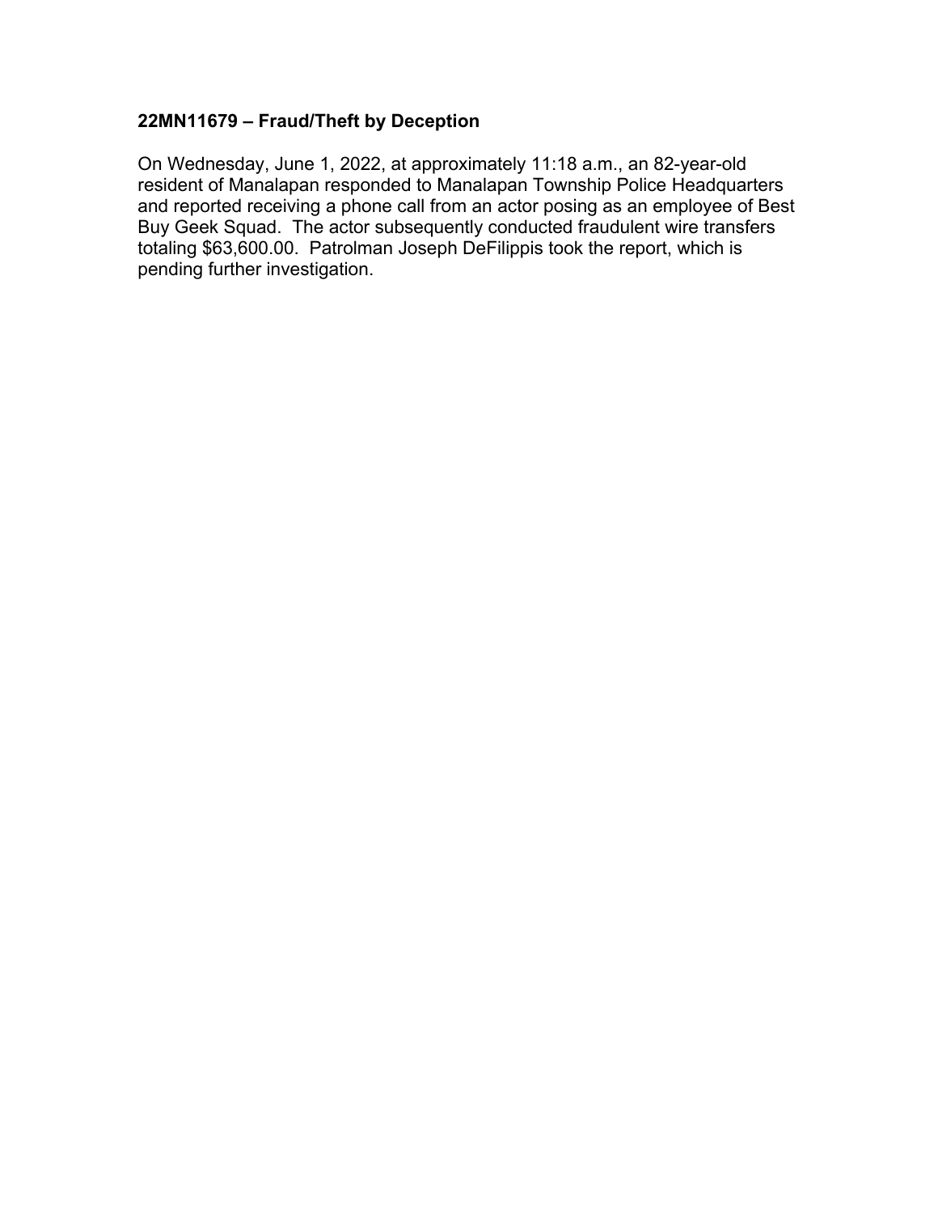**22MN11679 – Fraud/Theft by Deception**

On Wednesday, June 1, 2022, at approximately 11:18 a.m., an 82-year-old resident of Manalapan responded to Manalapan Township Police Headquarters and reported receiving a phone call from an actor posing as an employee of Best Buy Geek Squad. The actor subsequently conducted fraudulent wire transfers totaling $63,600.00. Patrolman Joseph DeFilippis took the report, which is pending further investigation.